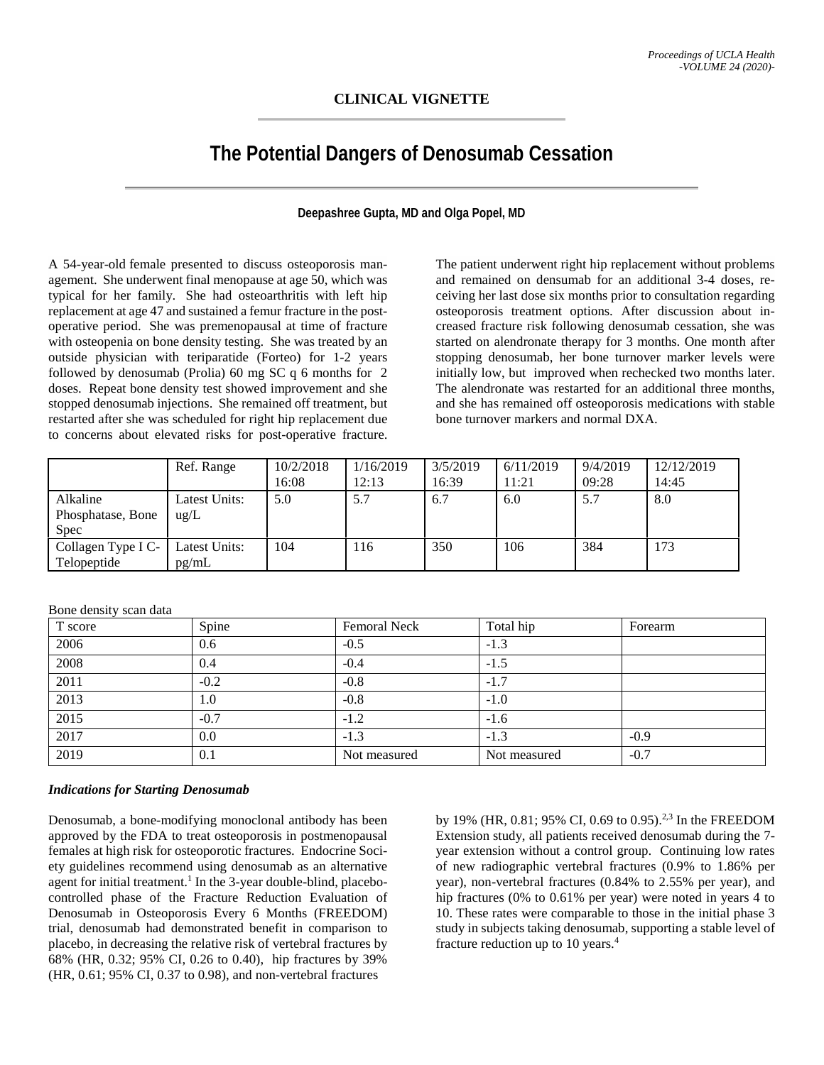## CLINICAL VIGNETTE

# The Potential Dangers of Denosumab Cessation

**Deepashree Gupta, MD and Olga Popel, MD**

A 54-year-old female presented to discuss osteoporosis management. She underwent final menopause at age 50, which was typical for her family. She had osteoarthritis with left hip replacement at age 47 and sustained a femur fracture in the post-operative period. She was premenopausal at time of fracture with osteopenia on bone density testing. She was treated by an outside physician with teriparatide (Forteo) for 1-2 years followed by denosumab (Prolia) 60 mg SC q 6 months for 2 doses. Repeat bone density test showed improvement and she stopped denosumab injections. She remained off treatment, but restarted after she was scheduled for right hip replacement due to concerns about elevated risks for post-operative fracture. The patient underwent right hip replacement without problems and remained on densumab for an additional 3-4 doses, receiving her last dose six months prior to consultation regarding osteoporosis treatment options. After discussion about increased fracture risk following denosumab cessation, she was started on alendronate therapy for 3 months. One month after stopping denosumab, her bone turnover marker levels were initially low, but improved when rechecked two months later. The alendronate was restarted for an additional three months, and she has remained off osteoporosis medications with stable bone turnover markers and normal DXA.

| | Ref. Range | 10/2/2018 16:08 | 1/16/2019 12:13 | 3/5/2019 16:39 | 6/11/2019 11:21 | 9/4/2019 09:28 | 12/12/2019 14:45 |
|---|---|---|---|---|---|---|---|
| Alkaline Phosphatase, Bone Spec | Latest Units: ug/L | 5.0 | 5.7 | 6.7 | 6.0 | 5.7 | 8.0 |
| Collagen Type I C-Telopeptide | Latest Units: pg/mL | 104 | 116 | 350 | 106 | 384 | 173 |

Bone density scan data

| T score | Spine | Femoral Neck | Total hip | Forearm |
|---|---|---|---|---|
| 2006 | 0.6 | -0.5 | -1.3 | |
| 2008 | 0.4 | -0.4 | -1.5 | |
| 2011 | -0.2 | -0.8 | -1.7 | |
| 2013 | 1.0 | -0.8 | -1.0 | |
| 2015 | -0.7 | -1.2 | -1.6 | |
| 2017 | 0.0 | -1.3 | -1.3 | -0.9 |
| 2019 | 0.1 | Not measured | Not measured | -0.7 |

### *Indications for Starting Denosumab*

Denosumab, a bone-modifying monoclonal antibody has been approved by the FDA to treat osteoporosis in postmenopausal females at high risk for osteoporotic fractures. Endocrine Society guidelines recommend using denosumab as an alternative agent for initial treatment.[1] In the 3-year double-blind, placebo-controlled phase of the Fracture Reduction Evaluation of Denosumab in Osteoporosis Every 6 Months (FREEDOM) trial, denosumab had demonstrated benefit in comparison to placebo, in decreasing the relative risk of vertebral fractures by 68% (HR, 0.32; 95% CI, 0.26 to 0.40), hip fractures by 39% (HR, 0.61; 95% CI, 0.37 to 0.98), and non-vertebral fractures by 19% (HR, 0.81; 95% CI, 0.69 to 0.95).[2,3] In the FREEDOM Extension study, all patients received denosumab during the 7-year extension without a control group. Continuing low rates of new radiographic vertebral fractures (0.9% to 1.86% per year), non-vertebral fractures (0.84% to 2.55% per year), and hip fractures (0% to 0.61% per year) were noted in years 4 to 10. These rates were comparable to those in the initial phase 3 study in subjects taking denosumab, supporting a stable level of fracture reduction up to 10 years.[4]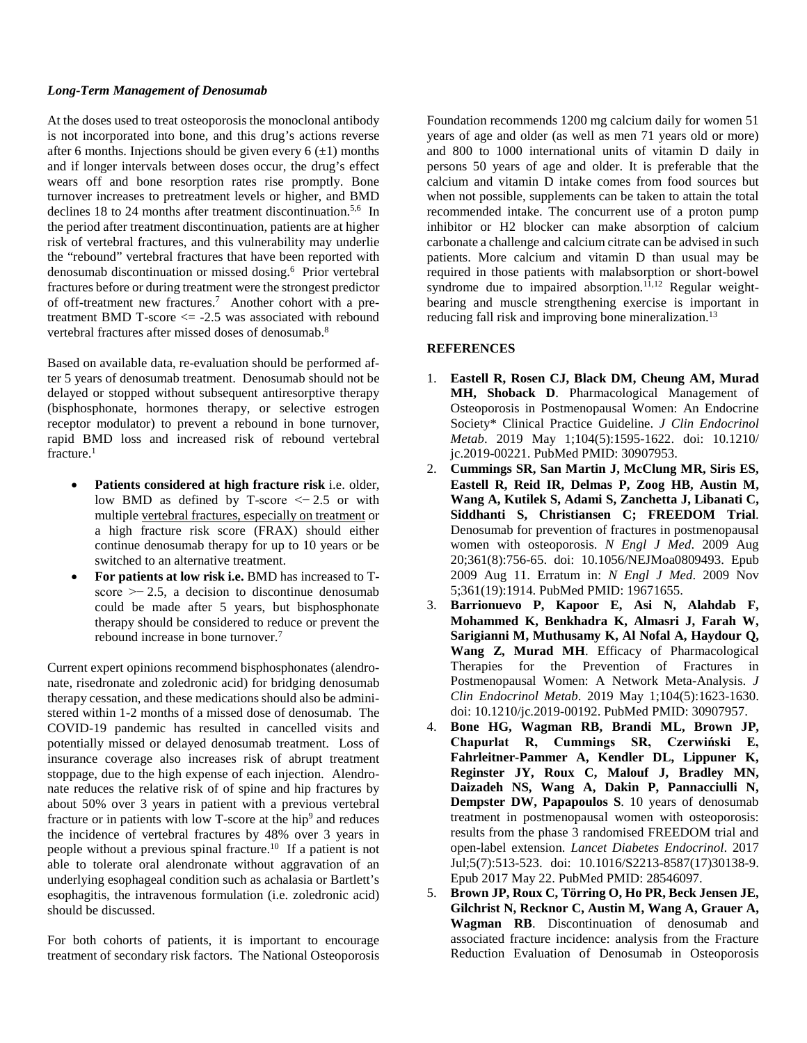***Long-Term Management of Denosumab***

At the doses used to treat osteoporosis the monoclonal antibody is not incorporated into bone, and this drug's actions reverse after 6 months. Injections should be given every 6 (±1) months and if longer intervals between doses occur, the drug's effect wears off and bone resorption rates rise promptly. Bone turnover increases to pretreatment levels or higher, and BMD declines 18 to 24 months after treatment discontinuation.[5,6] In the period after treatment discontinuation, patients are at higher risk of vertebral fractures, and this vulnerability may underlie the "rebound" vertebral fractures that have been reported with denosumab discontinuation or missed dosing.[6] Prior vertebral fractures before or during treatment were the strongest predictor of off-treatment new fractures.[7] Another cohort with a pre-treatment BMD T-score <= -2.5 was associated with rebound vertebral fractures after missed doses of denosumab.[8]

Based on available data, re-evaluation should be performed after 5 years of denosumab treatment. Denosumab should not be delayed or stopped without subsequent antiresorptive therapy (bisphosphonate, hormones therapy, or selective estrogen receptor modulator) to prevent a rebound in bone turnover, rapid BMD loss and increased risk of rebound vertebral fracture.[1]

- **Patients considered at high fracture risk** i.e. older, low BMD as defined by T-score <− 2.5 or with multiple <u>vertebral fractures, especially on treatment</u> or a high fracture risk score (FRAX) should either continue denosumab therapy for up to 10 years or be switched to an alternative treatment.
- **For patients at low risk i.e.** BMD has increased to T-score >− 2.5, a decision to discontinue denosumab could be made after 5 years, but bisphosphonate therapy should be considered to reduce or prevent the rebound increase in bone turnover.[7]

Current expert opinions recommend bisphosphonates (alendronate, risedronate and zoledronic acid) for bridging denosumab therapy cessation, and these medications should also be administered within 1-2 months of a missed dose of denosumab. The COVID-19 pandemic has resulted in cancelled visits and potentially missed or delayed denosumab treatment. Loss of insurance coverage also increases risk of abrupt treatment stoppage, due to the high expense of each injection. Alendronate reduces the relative risk of of spine and hip fractures by about 50% over 3 years in patient with a previous vertebral fracture or in patients with low T-score at the hip[9] and reduces the incidence of vertebral fractures by 48% over 3 years in people without a previous spinal fracture.[10] If a patient is not able to tolerate oral alendronate without aggravation of an underlying esophageal condition such as achalasia or Bartlett's esophagitis, the intravenous formulation (i.e. zoledronic acid) should be discussed.

For both cohorts of patients, it is important to encourage treatment of secondary risk factors. The National Osteoporosis Foundation recommends 1200 mg calcium daily for women 51 years of age and older (as well as men 71 years old or more) and 800 to 1000 international units of vitamin D daily in persons 50 years of age and older. It is preferable that the calcium and vitamin D intake comes from food sources but when not possible, supplements can be taken to attain the total recommended intake. The concurrent use of a proton pump inhibitor or H2 blocker can make absorption of calcium carbonate a challenge and calcium citrate can be advised in such patients. More calcium and vitamin D than usual may be required in those patients with malabsorption or short-bowel syndrome due to impaired absorption.[11,12] Regular weight-bearing and muscle strengthening exercise is important in reducing fall risk and improving bone mineralization.[13]

## REFERENCES

1. **Eastell R, Rosen CJ, Black DM, Cheung AM, Murad MH, Shoback D**. Pharmacological Management of Osteoporosis in Postmenopausal Women: An Endocrine Society* Clinical Practice Guideline. *J Clin Endocrinol Metab*. 2019 May 1;104(5):1595-1622. doi: 10.1210/jc.2019-00221. PubMed PMID: 30907953.
2. **Cummings SR, San Martin J, McClung MR, Siris ES, Eastell R, Reid IR, Delmas P, Zoog HB, Austin M, Wang A, Kutilek S, Adami S, Zanchetta J, Libanati C, Siddhanti S, Christiansen C; FREEDOM Trial**. Denosumab for prevention of fractures in postmenopausal women with osteoporosis. *N Engl J Med*. 2009 Aug 20;361(8):756-65. doi: 10.1056/NEJMoa0809493. Epub 2009 Aug 11. Erratum in: *N Engl J Med*. 2009 Nov 5;361(19):1914. PubMed PMID: 19671655.
3. **Barrionuevo P, Kapoor E, Asi N, Alahdab F, Mohammed K, Benkhadra K, Almasri J, Farah W, Sarigianni M, Muthusamy K, Al Nofal A, Haydour Q, Wang Z, Murad MH**. Efficacy of Pharmacological Therapies for the Prevention of Fractures in Postmenopausal Women: A Network Meta-Analysis. *J Clin Endocrinol Metab*. 2019 May 1;104(5):1623-1630. doi: 10.1210/jc.2019-00192. PubMed PMID: 30907957.
4. **Bone HG, Wagman RB, Brandi ML, Brown JP, Chapurlat R, Cummings SR, Czerwiński E, Fahrleitner-Pammer A, Kendler DL, Lippuner K, Reginster JY, Roux C, Malouf J, Bradley MN, Daizadeh NS, Wang A, Dakin P, Pannacciulli N, Dempster DW, Papapoulos S**. 10 years of denosumab treatment in postmenopausal women with osteoporosis: results from the phase 3 randomised FREEDOM trial and open-label extension. *Lancet Diabetes Endocrinol*. 2017 Jul;5(7):513-523. doi: 10.1016/S2213-8587(17)30138-9. Epub 2017 May 22. PubMed PMID: 28546097.
5. **Brown JP, Roux C, Törring O, Ho PR, Beck Jensen JE, Gilchrist N, Recknor C, Austin M, Wang A, Grauer A, Wagman RB**. Discontinuation of denosumab and associated fracture incidence: analysis from the Fracture Reduction Evaluation of Denosumab in Osteoporosis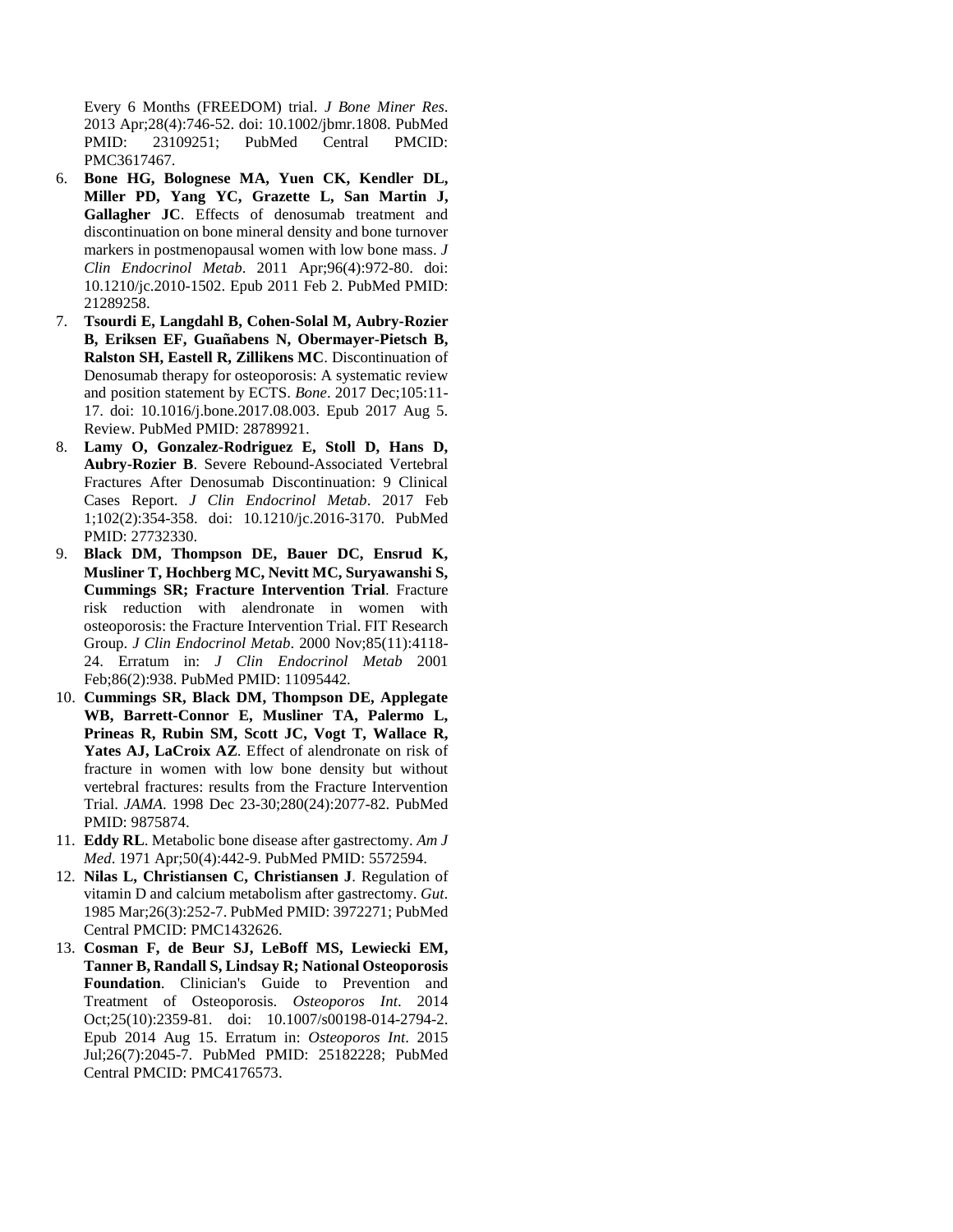Every 6 Months (FREEDOM) trial. *J Bone Miner Res*. 2013 Apr;28(4):746-52. doi: 10.1002/jbmr.1808. PubMed PMID: 23109251; PubMed Central PMCID: PMC3617467.

6. **Bone HG, Bolognese MA, Yuen CK, Kendler DL, Miller PD, Yang YC, Grazette L, San Martin J, Gallagher JC**. Effects of denosumab treatment and discontinuation on bone mineral density and bone turnover markers in postmenopausal women with low bone mass. *J Clin Endocrinol Metab*. 2011 Apr;96(4):972-80. doi: 10.1210/jc.2010-1502. Epub 2011 Feb 2. PubMed PMID: 21289258.
7. **Tsourdi E, Langdahl B, Cohen-Solal M, Aubry-Rozier B, Eriksen EF, Guañabens N, Obermayer-Pietsch B, Ralston SH, Eastell R, Zillikens MC**. Discontinuation of Denosumab therapy for osteoporosis: A systematic review and position statement by ECTS. *Bone*. 2017 Dec;105:11-17. doi: 10.1016/j.bone.2017.08.003. Epub 2017 Aug 5. Review. PubMed PMID: 28789921.
8. **Lamy O, Gonzalez-Rodriguez E, Stoll D, Hans D, Aubry-Rozier B**. Severe Rebound-Associated Vertebral Fractures After Denosumab Discontinuation: 9 Clinical Cases Report. *J Clin Endocrinol Metab*. 2017 Feb 1;102(2):354-358. doi: 10.1210/jc.2016-3170. PubMed PMID: 27732330.
9. **Black DM, Thompson DE, Bauer DC, Ensrud K, Musliner T, Hochberg MC, Nevitt MC, Suryawanshi S, Cummings SR; Fracture Intervention Trial**. Fracture risk reduction with alendronate in women with osteoporosis: the Fracture Intervention Trial. FIT Research Group. *J Clin Endocrinol Metab*. 2000 Nov;85(11):4118-24. Erratum in: *J Clin Endocrinol Metab* 2001 Feb;86(2):938. PubMed PMID: 11095442.
10. **Cummings SR, Black DM, Thompson DE, Applegate WB, Barrett-Connor E, Musliner TA, Palermo L, Prineas R, Rubin SM, Scott JC, Vogt T, Wallace R, Yates AJ, LaCroix AZ**. Effect of alendronate on risk of fracture in women with low bone density but without vertebral fractures: results from the Fracture Intervention Trial. *JAMA*. 1998 Dec 23-30;280(24):2077-82. PubMed PMID: 9875874.
11. **Eddy RL**. Metabolic bone disease after gastrectomy. *Am J Med*. 1971 Apr;50(4):442-9. PubMed PMID: 5572594.
12. **Nilas L, Christiansen C, Christiansen J**. Regulation of vitamin D and calcium metabolism after gastrectomy. *Gut*. 1985 Mar;26(3):252-7. PubMed PMID: 3972271; PubMed Central PMCID: PMC1432626.
13. **Cosman F, de Beur SJ, LeBoff MS, Lewiecki EM, Tanner B, Randall S, Lindsay R; National Osteoporosis Foundation**. Clinician's Guide to Prevention and Treatment of Osteoporosis. *Osteoporos Int*. 2014 Oct;25(10):2359-81. doi: 10.1007/s00198-014-2794-2. Epub 2014 Aug 15. Erratum in: *Osteoporos Int*. 2015 Jul;26(7):2045-7. PubMed PMID: 25182228; PubMed Central PMCID: PMC4176573.